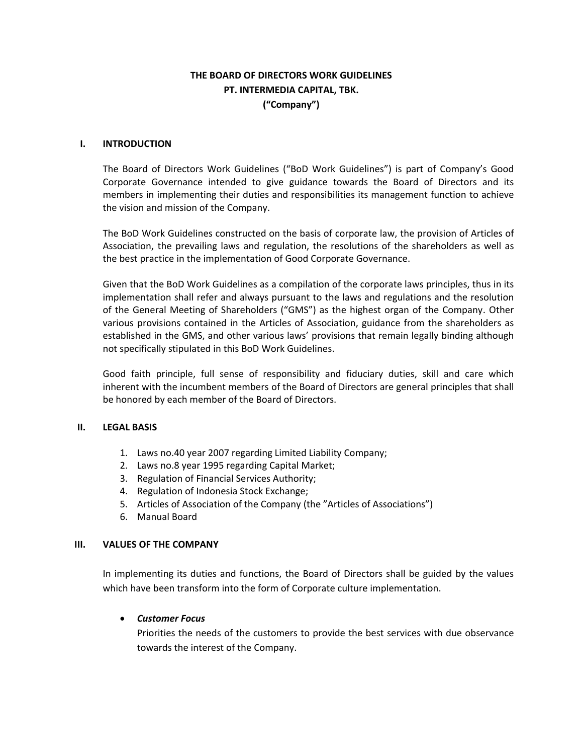# THE BOARD OF DIRECTORS WORK GUIDELINES
# PT. INTERMEDIA CAPITAL, TBK.
# ("Company")

## I. INTRODUCTION

The Board of Directors Work Guidelines ("BoD Work Guidelines") is part of Company's Good Corporate Governance intended to give guidance towards the Board of Directors and its members in implementing their duties and responsibilities its management function to achieve the vision and mission of the Company.

The BoD Work Guidelines constructed on the basis of corporate law, the provision of Articles of Association, the prevailing laws and regulation, the resolutions of the shareholders as well as the best practice in the implementation of Good Corporate Governance.

Given that the BoD Work Guidelines as a compilation of the corporate laws principles, thus in its implementation shall refer and always pursuant to the laws and regulations and the resolution of the General Meeting of Shareholders ("GMS") as the highest organ of the Company. Other various provisions contained in the Articles of Association, guidance from the shareholders as established in the GMS, and other various laws' provisions that remain legally binding although not specifically stipulated in this BoD Work Guidelines.

Good faith principle, full sense of responsibility and fiduciary duties, skill and care which inherent with the incumbent members of the Board of Directors are general principles that shall be honored by each member of the Board of Directors.

## II. LEGAL BASIS

1. Laws no.40 year 2007 regarding Limited Liability Company;
2. Laws no.8 year 1995 regarding Capital Market;
3. Regulation of Financial Services Authority;
4. Regulation of Indonesia Stock Exchange;
5. Articles of Association of the Company (the "Articles of Associations")
6. Manual Board

## III. VALUES OF THE COMPANY

In implementing its duties and functions, the Board of Directors shall be guided by the values which have been transform into the form of Corporate culture implementation.

- ***Customer Focus***
  Priorities the needs of the customers to provide the best services with due observance towards the interest of the Company.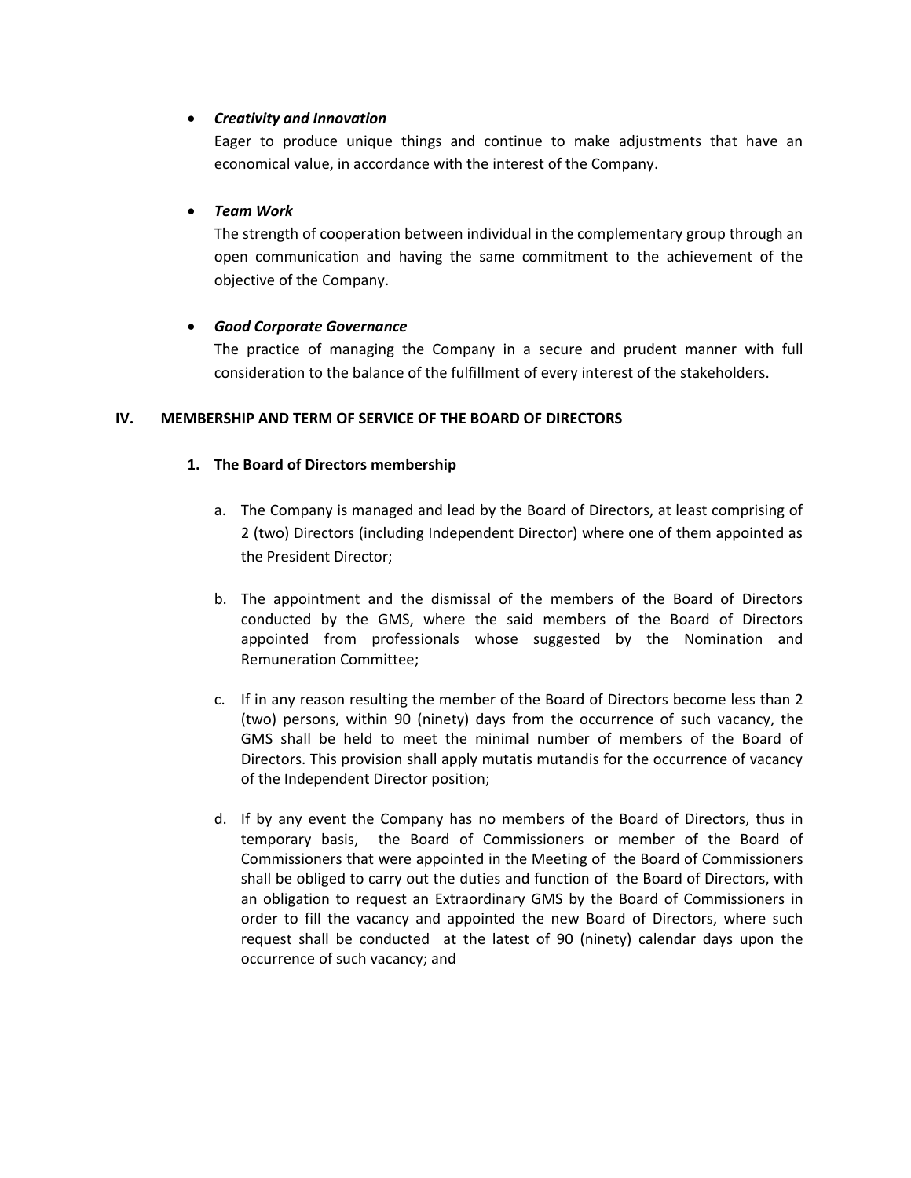- ***Creativity and Innovation***

  Eager to produce unique things and continue to make adjustments that have an economical value, in accordance with the interest of the Company.

- ***Team Work***

  The strength of cooperation between individual in the complementary group through an open communication and having the same commitment to the achievement of the objective of the Company.

- ***Good Corporate Governance***

  The practice of managing the Company in a secure and prudent manner with full consideration to the balance of the fulfillment of every interest of the stakeholders.

## IV. MEMBERSHIP AND TERM OF SERVICE OF THE BOARD OF DIRECTORS

### 1. The Board of Directors membership

a. The Company is managed and lead by the Board of Directors, at least comprising of 2 (two) Directors (including Independent Director) where one of them appointed as the President Director;

b. The appointment and the dismissal of the members of the Board of Directors conducted by the GMS, where the said members of the Board of Directors appointed from professionals whose suggested by the Nomination and Remuneration Committee;

c. If in any reason resulting the member of the Board of Directors become less than 2 (two) persons, within 90 (ninety) days from the occurrence of such vacancy, the GMS shall be held to meet the minimal number of members of the Board of Directors. This provision shall apply mutatis mutandis for the occurrence of vacancy of the Independent Director position;

d. If by any event the Company has no members of the Board of Directors, thus in temporary basis, the Board of Commissioners or member of the Board of Commissioners that were appointed in the Meeting of the Board of Commissioners shall be obliged to carry out the duties and function of the Board of Directors, with an obligation to request an Extraordinary GMS by the Board of Commissioners in order to fill the vacancy and appointed the new Board of Directors, where such request shall be conducted at the latest of 90 (ninety) calendar days upon the occurrence of such vacancy; and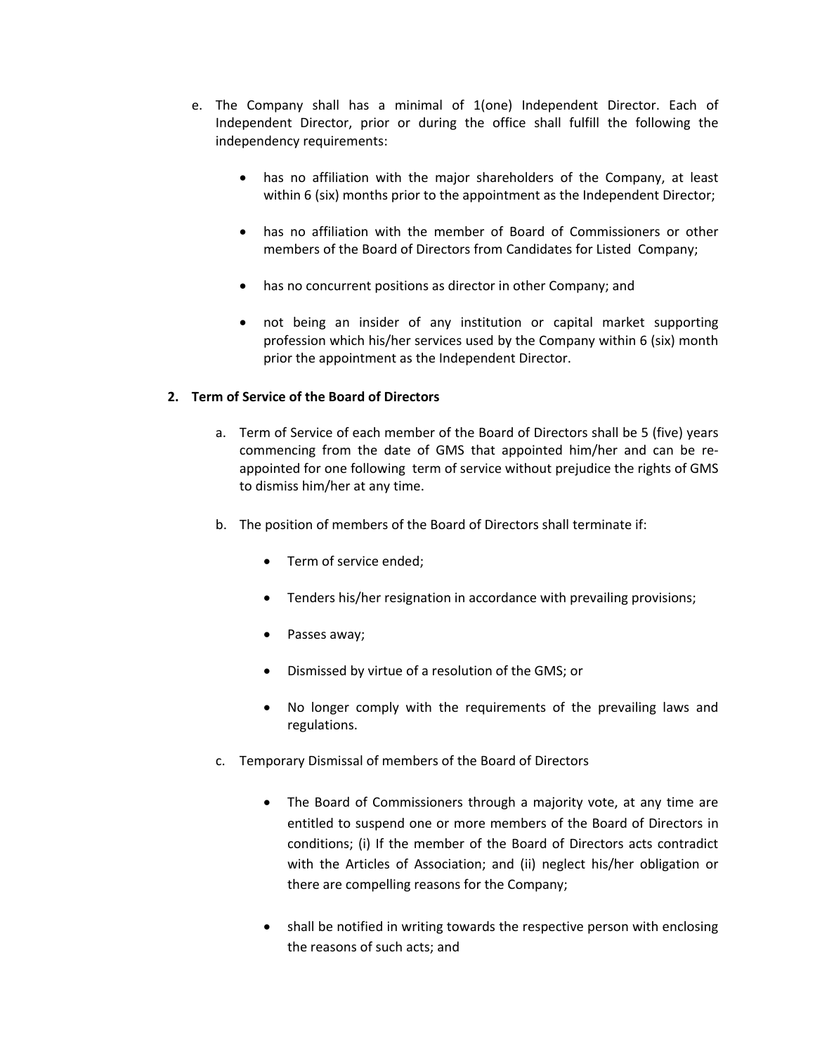e. The Company shall has a minimal of 1(one) Independent Director. Each of Independent Director, prior or during the office shall fulfill the following the independency requirements:

   - has no affiliation with the major shareholders of the Company, at least within 6 (six) months prior to the appointment as the Independent Director;

   - has no affiliation with the member of Board of Commissioners or other members of the Board of Directors from Candidates for Listed Company;

   - has no concurrent positions as director in other Company; and

   - not being an insider of any institution or capital market supporting profession which his/her services used by the Company within 6 (six) month prior the appointment as the Independent Director.

**2. Term of Service of the Board of Directors**

a. Term of Service of each member of the Board of Directors shall be 5 (five) years commencing from the date of GMS that appointed him/her and can be re-appointed for one following term of service without prejudice the rights of GMS to dismiss him/her at any time.

b. The position of members of the Board of Directors shall terminate if:

   - Term of service ended;

   - Tenders his/her resignation in accordance with prevailing provisions;

   - Passes away;

   - Dismissed by virtue of a resolution of the GMS; or

   - No longer comply with the requirements of the prevailing laws and regulations.

c. Temporary Dismissal of members of the Board of Directors

   - The Board of Commissioners through a majority vote, at any time are entitled to suspend one or more members of the Board of Directors in conditions; (i) If the member of the Board of Directors acts contradict with the Articles of Association; and (ii) neglect his/her obligation or there are compelling reasons for the Company;

   - shall be notified in writing towards the respective person with enclosing the reasons of such acts; and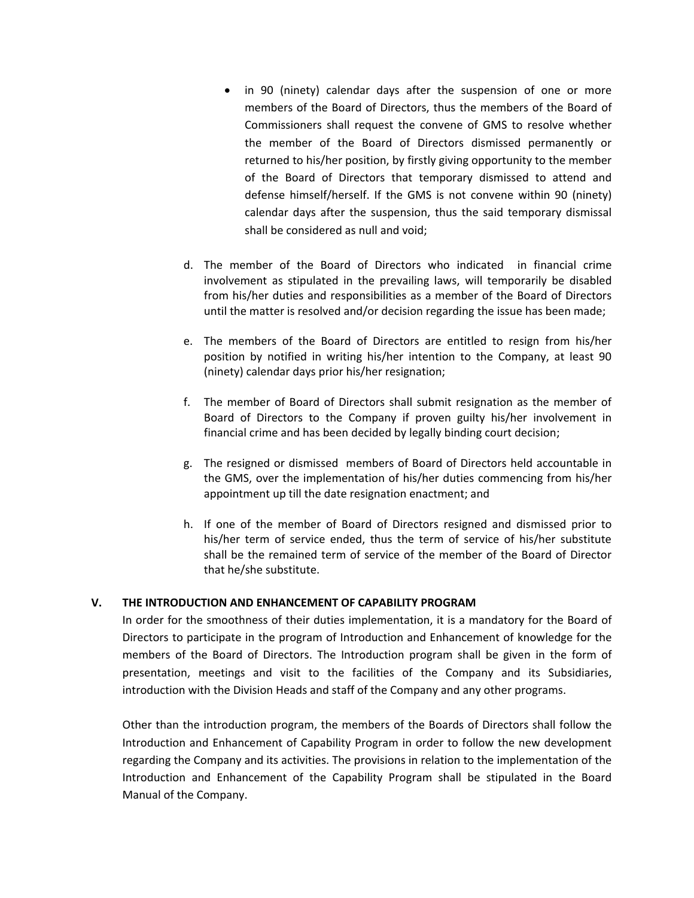- in 90 (ninety) calendar days after the suspension of one or more members of the Board of Directors, thus the members of the Board of Commissioners shall request the convene of GMS to resolve whether the member of the Board of Directors dismissed permanently or returned to his/her position, by firstly giving opportunity to the member of the Board of Directors that temporary dismissed to attend and defense himself/herself. If the GMS is not convene within 90 (ninety) calendar days after the suspension, thus the said temporary dismissal shall be considered as null and void;

d. The member of the Board of Directors who indicated in financial crime involvement as stipulated in the prevailing laws, will temporarily be disabled from his/her duties and responsibilities as a member of the Board of Directors until the matter is resolved and/or decision regarding the issue has been made;

e. The members of the Board of Directors are entitled to resign from his/her position by notified in writing his/her intention to the Company, at least 90 (ninety) calendar days prior his/her resignation;

f. The member of Board of Directors shall submit resignation as the member of Board of Directors to the Company if proven guilty his/her involvement in financial crime and has been decided by legally binding court decision;

g. The resigned or dismissed members of Board of Directors held accountable in the GMS, over the implementation of his/her duties commencing from his/her appointment up till the date resignation enactment; and

h. If one of the member of Board of Directors resigned and dismissed prior to his/her term of service ended, thus the term of service of his/her substitute shall be the remained term of service of the member of the Board of Director that he/she substitute.

## V. THE INTRODUCTION AND ENHANCEMENT OF CAPABILITY PROGRAM

In order for the smoothness of their duties implementation, it is a mandatory for the Board of Directors to participate in the program of Introduction and Enhancement of knowledge for the members of the Board of Directors. The Introduction program shall be given in the form of presentation, meetings and visit to the facilities of the Company and its Subsidiaries, introduction with the Division Heads and staff of the Company and any other programs.

Other than the introduction program, the members of the Boards of Directors shall follow the Introduction and Enhancement of Capability Program in order to follow the new development regarding the Company and its activities. The provisions in relation to the implementation of the Introduction and Enhancement of the Capability Program shall be stipulated in the Board Manual of the Company.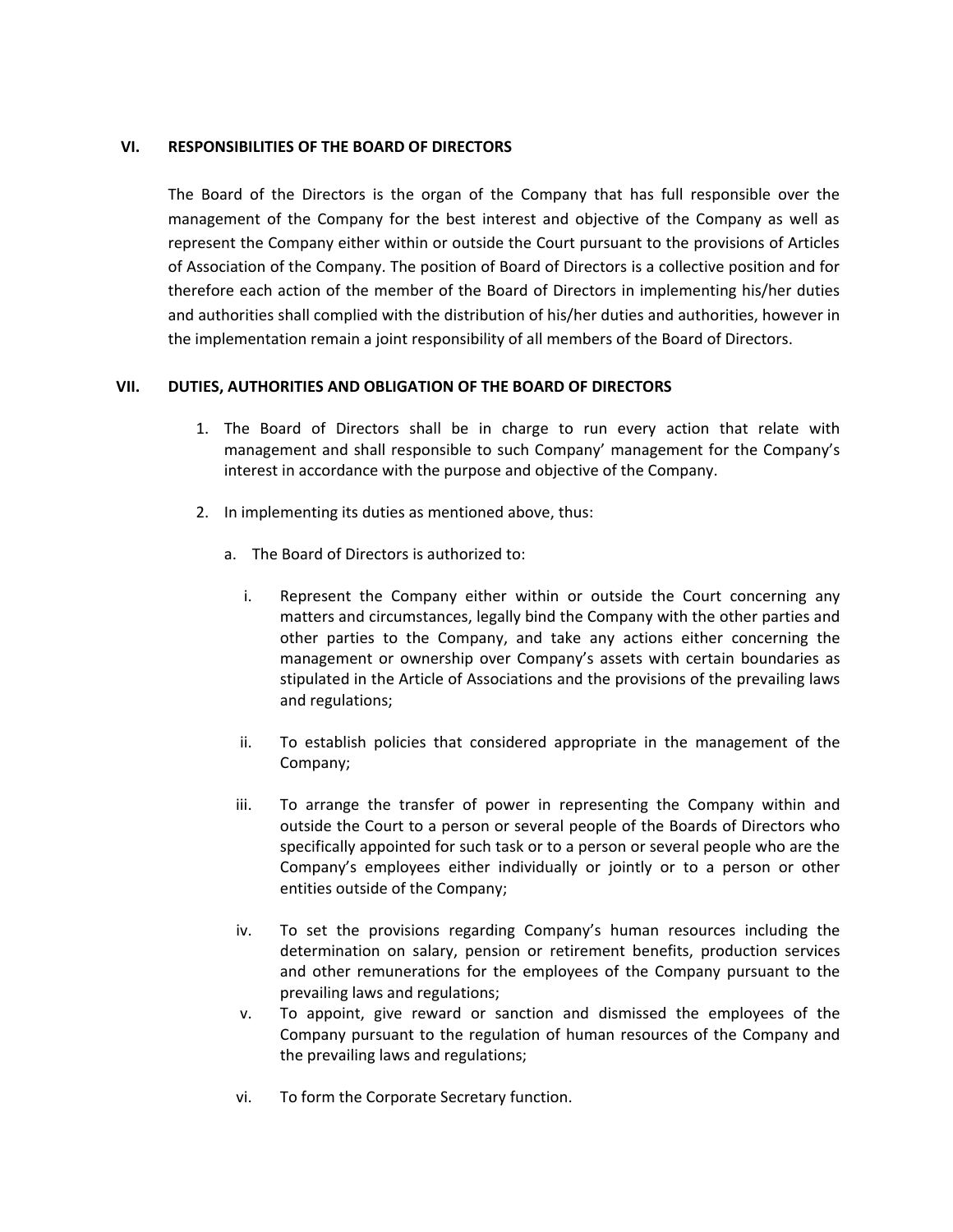## VI. RESPONSIBILITIES OF THE BOARD OF DIRECTORS

The Board of the Directors is the organ of the Company that has full responsible over the management of the Company for the best interest and objective of the Company as well as represent the Company either within or outside the Court pursuant to the provisions of Articles of Association of the Company. The position of Board of Directors is a collective position and for therefore each action of the member of the Board of Directors in implementing his/her duties and authorities shall complied with the distribution of his/her duties and authorities, however in the implementation remain a joint responsibility of all members of the Board of Directors.

## VII. DUTIES, AUTHORITIES AND OBLIGATION OF THE BOARD OF DIRECTORS

1. The Board of Directors shall be in charge to run every action that relate with management and shall responsible to such Company' management for the Company's interest in accordance with the purpose and objective of the Company.

2. In implementing its duties as mentioned above, thus:

   a. The Board of Directors is authorized to:

      i. Represent the Company either within or outside the Court concerning any matters and circumstances, legally bind the Company with the other parties and other parties to the Company, and take any actions either concerning the management or ownership over Company's assets with certain boundaries as stipulated in the Article of Associations and the provisions of the prevailing laws and regulations;

      ii. To establish policies that considered appropriate in the management of the Company;

      iii. To arrange the transfer of power in representing the Company within and outside the Court to a person or several people of the Boards of Directors who specifically appointed for such task or to a person or several people who are the Company's employees either individually or jointly or to a person or other entities outside of the Company;

      iv. To set the provisions regarding Company's human resources including the determination on salary, pension or retirement benefits, production services and other remunerations for the employees of the Company pursuant to the prevailing laws and regulations;

      v. To appoint, give reward or sanction and dismissed the employees of the Company pursuant to the regulation of human resources of the Company and the prevailing laws and regulations;

      vi. To form the Corporate Secretary function.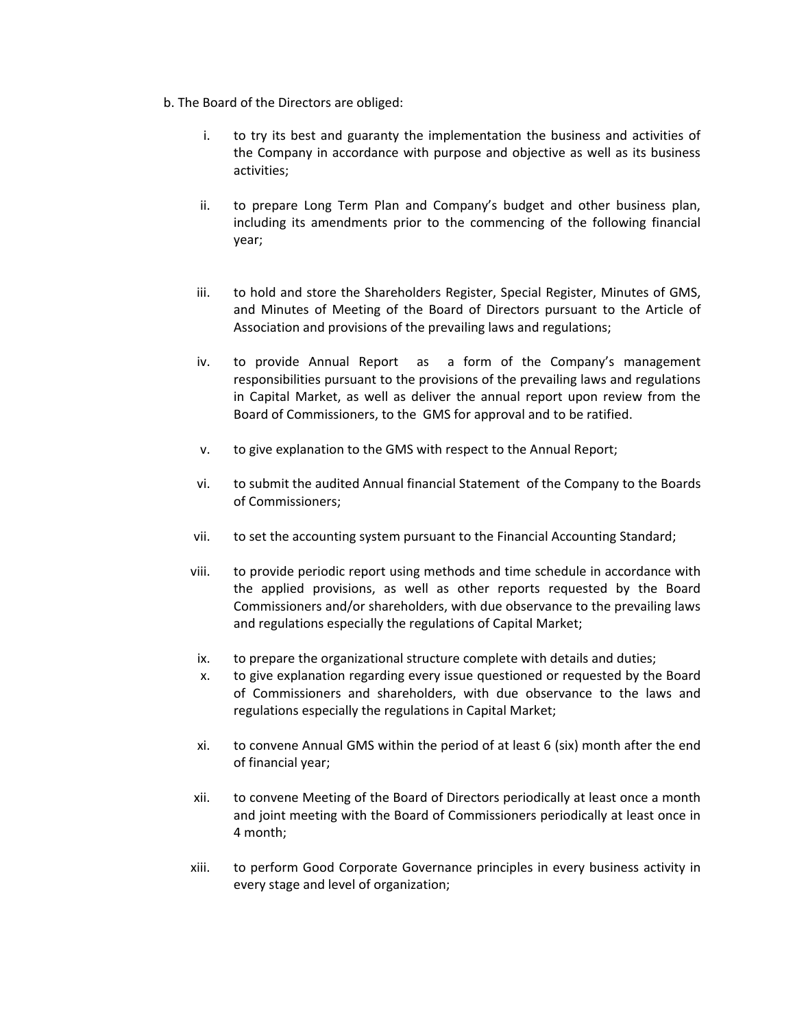b. The Board of the Directors are obliged:

i. to try its best and guaranty the implementation the business and activities of the Company in accordance with purpose and objective as well as its business activities;

ii. to prepare Long Term Plan and Company's budget and other business plan, including its amendments prior to the commencing of the following financial year;

iii. to hold and store the Shareholders Register, Special Register, Minutes of GMS, and Minutes of Meeting of the Board of Directors pursuant to the Article of Association and provisions of the prevailing laws and regulations;

iv. to provide Annual Report as a form of the Company's management responsibilities pursuant to the provisions of the prevailing laws and regulations in Capital Market, as well as deliver the annual report upon review from the Board of Commissioners, to the GMS for approval and to be ratified.

v. to give explanation to the GMS with respect to the Annual Report;

vi. to submit the audited Annual financial Statement of the Company to the Boards of Commissioners;

vii. to set the accounting system pursuant to the Financial Accounting Standard;

viii. to provide periodic report using methods and time schedule in accordance with the applied provisions, as well as other reports requested by the Board Commissioners and/or shareholders, with due observance to the prevailing laws and regulations especially the regulations of Capital Market;

ix. to prepare the organizational structure complete with details and duties;

x. to give explanation regarding every issue questioned or requested by the Board of Commissioners and shareholders, with due observance to the laws and regulations especially the regulations in Capital Market;

xi. to convene Annual GMS within the period of at least 6 (six) month after the end of financial year;

xii. to convene Meeting of the Board of Directors periodically at least once a month and joint meeting with the Board of Commissioners periodically at least once in 4 month;

xiii. to perform Good Corporate Governance principles in every business activity in every stage and level of organization;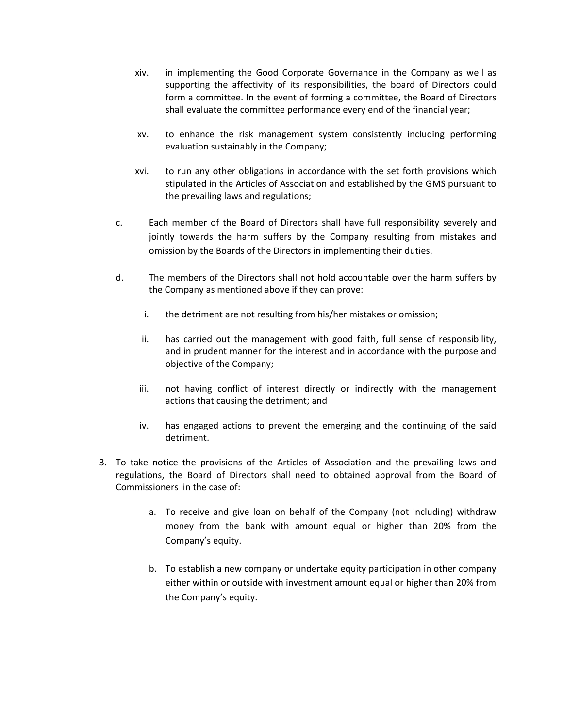xiv. in implementing the Good Corporate Governance in the Company as well as supporting the affectivity of its responsibilities, the board of Directors could form a committee. In the event of forming a committee, the Board of Directors shall evaluate the committee performance every end of the financial year;

xv. to enhance the risk management system consistently including performing evaluation sustainably in the Company;

xvi. to run any other obligations in accordance with the set forth provisions which stipulated in the Articles of Association and established by the GMS pursuant to the prevailing laws and regulations;

c. Each member of the Board of Directors shall have full responsibility severely and jointly towards the harm suffers by the Company resulting from mistakes and omission by the Boards of the Directors in implementing their duties.

d. The members of the Directors shall not hold accountable over the harm suffers by the Company as mentioned above if they can prove:

i. the detriment are not resulting from his/her mistakes or omission;

ii. has carried out the management with good faith, full sense of responsibility, and in prudent manner for the interest and in accordance with the purpose and objective of the Company;

iii. not having conflict of interest directly or indirectly with the management actions that causing the detriment; and

iv. has engaged actions to prevent the emerging and the continuing of the said detriment.

3. To take notice the provisions of the Articles of Association and the prevailing laws and regulations, the Board of Directors shall need to obtained approval from the Board of Commissioners in the case of:

    a. To receive and give loan on behalf of the Company (not including) withdraw money from the bank with amount equal or higher than 20% from the Company's equity.

    b. To establish a new company or undertake equity participation in other company either within or outside with investment amount equal or higher than 20% from the Company's equity.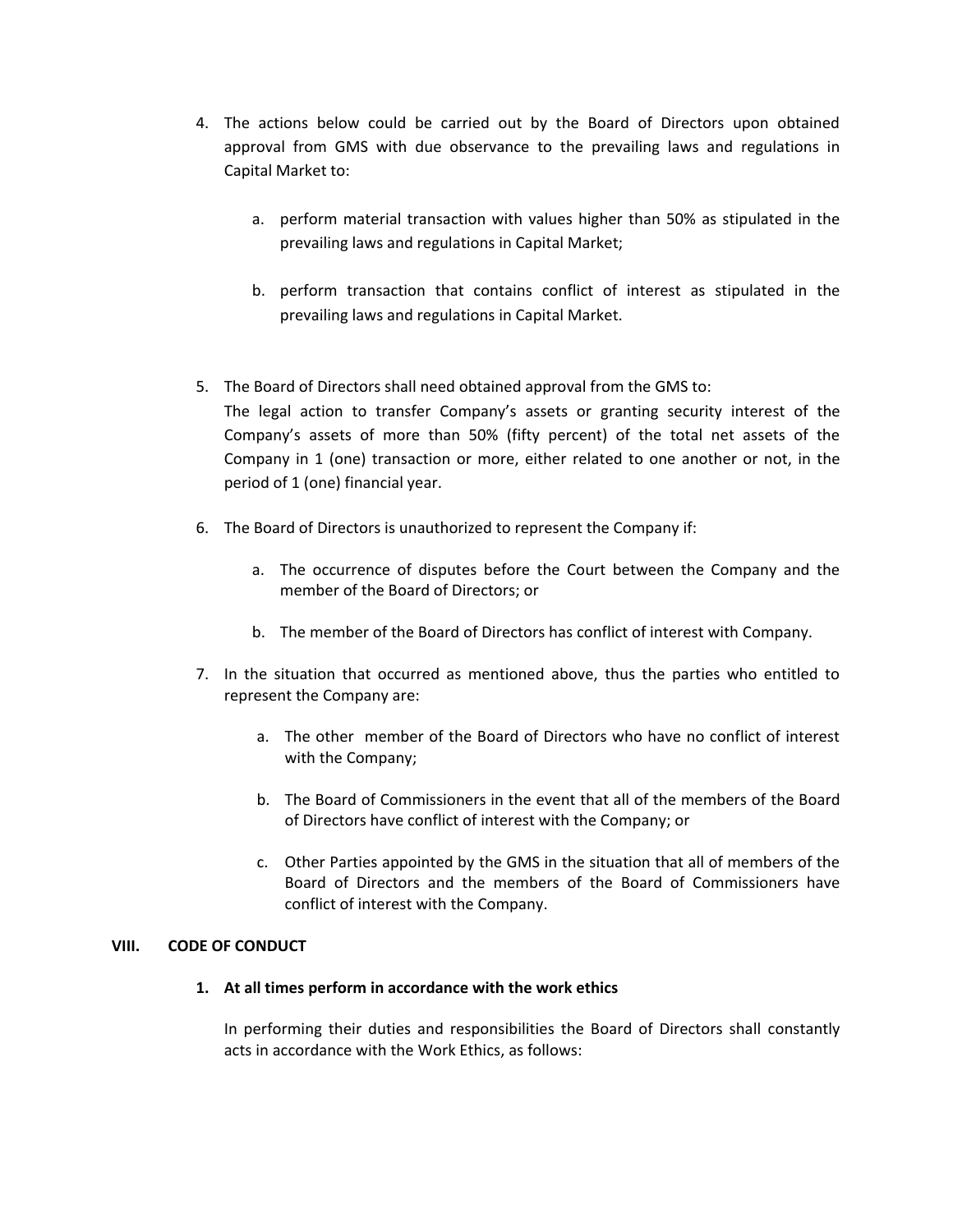4. The actions below could be carried out by the Board of Directors upon obtained approval from GMS with due observance to the prevailing laws and regulations in Capital Market to:

    a. perform material transaction with values higher than 50% as stipulated in the prevailing laws and regulations in Capital Market;

    b. perform transaction that contains conflict of interest as stipulated in the prevailing laws and regulations in Capital Market.

5. The Board of Directors shall need obtained approval from the GMS to:
   The legal action to transfer Company's assets or granting security interest of the Company's assets of more than 50% (fifty percent) of the total net assets of the Company in 1 (one) transaction or more, either related to one another or not, in the period of 1 (one) financial year.

6. The Board of Directors is unauthorized to represent the Company if:

    a. The occurrence of disputes before the Court between the Company and the member of the Board of Directors; or

    b. The member of the Board of Directors has conflict of interest with Company.

7. In the situation that occurred as mentioned above, thus the parties who entitled to represent the Company are:

    a. The other member of the Board of Directors who have no conflict of interest with the Company;

    b. The Board of Commissioners in the event that all of the members of the Board of Directors have conflict of interest with the Company; or

    c. Other Parties appointed by the GMS in the situation that all of members of the Board of Directors and the members of the Board of Commissioners have conflict of interest with the Company.

## VIII. CODE OF CONDUCT

### 1. At all times perform in accordance with the work ethics

In performing their duties and responsibilities the Board of Directors shall constantly acts in accordance with the Work Ethics, as follows: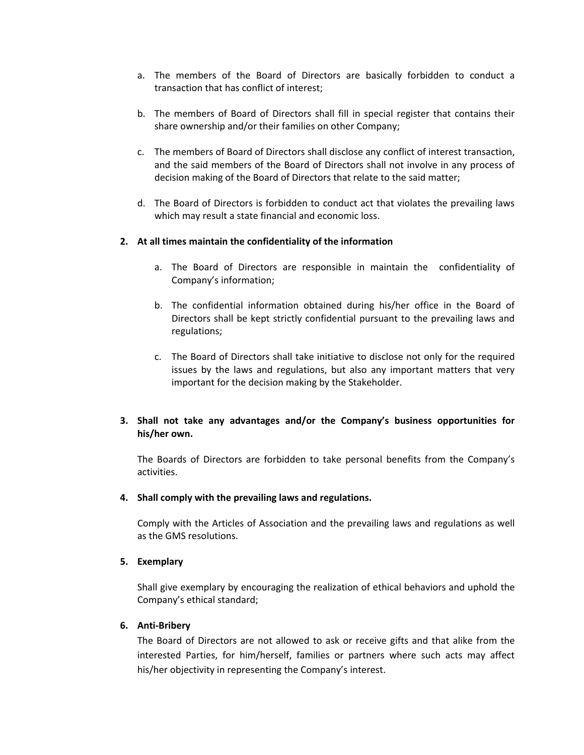a. The members of the Board of Directors are basically forbidden to conduct a transaction that has conflict of interest;

b. The members of Board of Directors shall fill in special register that contains their share ownership and/or their families on other Company;

c. The members of Board of Directors shall disclose any conflict of interest transaction, and the said members of the Board of Directors shall not involve in any process of decision making of the Board of Directors that relate to the said matter;

d. The Board of Directors is forbidden to conduct act that violates the prevailing laws which may result a state financial and economic loss.

**2. At all times maintain the confidentiality of the information**

a. The Board of Directors are responsible in maintain the confidentiality of Company's information;

b. The confidential information obtained during his/her office in the Board of Directors shall be kept strictly confidential pursuant to the prevailing laws and regulations;

c. The Board of Directors shall take initiative to disclose not only for the required issues by the laws and regulations, but also any important matters that very important for the decision making by the Stakeholder.

**3. Shall not take any advantages and/or the Company's business opportunities for his/her own.**

The Boards of Directors are forbidden to take personal benefits from the Company's activities.

**4. Shall comply with the prevailing laws and regulations.**

Comply with the Articles of Association and the prevailing laws and regulations as well as the GMS resolutions.

**5. Exemplary**

Shall give exemplary by encouraging the realization of ethical behaviors and uphold the Company's ethical standard;

**6. Anti-Bribery**

The Board of Directors are not allowed to ask or receive gifts and that alike from the interested Parties, for him/herself, families or partners where such acts may affect his/her objectivity in representing the Company's interest.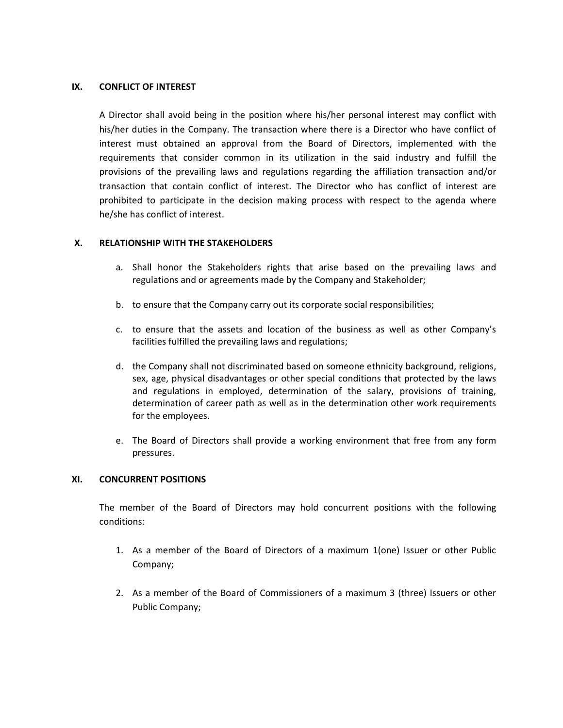## IX. CONFLICT OF INTEREST

A Director shall avoid being in the position where his/her personal interest may conflict with his/her duties in the Company. The transaction where there is a Director who have conflict of interest must obtained an approval from the Board of Directors, implemented with the requirements that consider common in its utilization in the said industry and fulfill the provisions of the prevailing laws and regulations regarding the affiliation transaction and/or transaction that contain conflict of interest. The Director who has conflict of interest are prohibited to participate in the decision making process with respect to the agenda where he/she has conflict of interest.

## X. RELATIONSHIP WITH THE STAKEHOLDERS

a. Shall honor the Stakeholders rights that arise based on the prevailing laws and regulations and or agreements made by the Company and Stakeholder;

b. to ensure that the Company carry out its corporate social responsibilities;

c. to ensure that the assets and location of the business as well as other Company's facilities fulfilled the prevailing laws and regulations;

d. the Company shall not discriminated based on someone ethnicity background, religions, sex, age, physical disadvantages or other special conditions that protected by the laws and regulations in employed, determination of the salary, provisions of training, determination of career path as well as in the determination other work requirements for the employees.

e. The Board of Directors shall provide a working environment that free from any form pressures.

## XI. CONCURRENT POSITIONS

The member of the Board of Directors may hold concurrent positions with the following conditions:

1. As a member of the Board of Directors of a maximum 1(one) Issuer or other Public Company;

2. As a member of the Board of Commissioners of a maximum 3 (three) Issuers or other Public Company;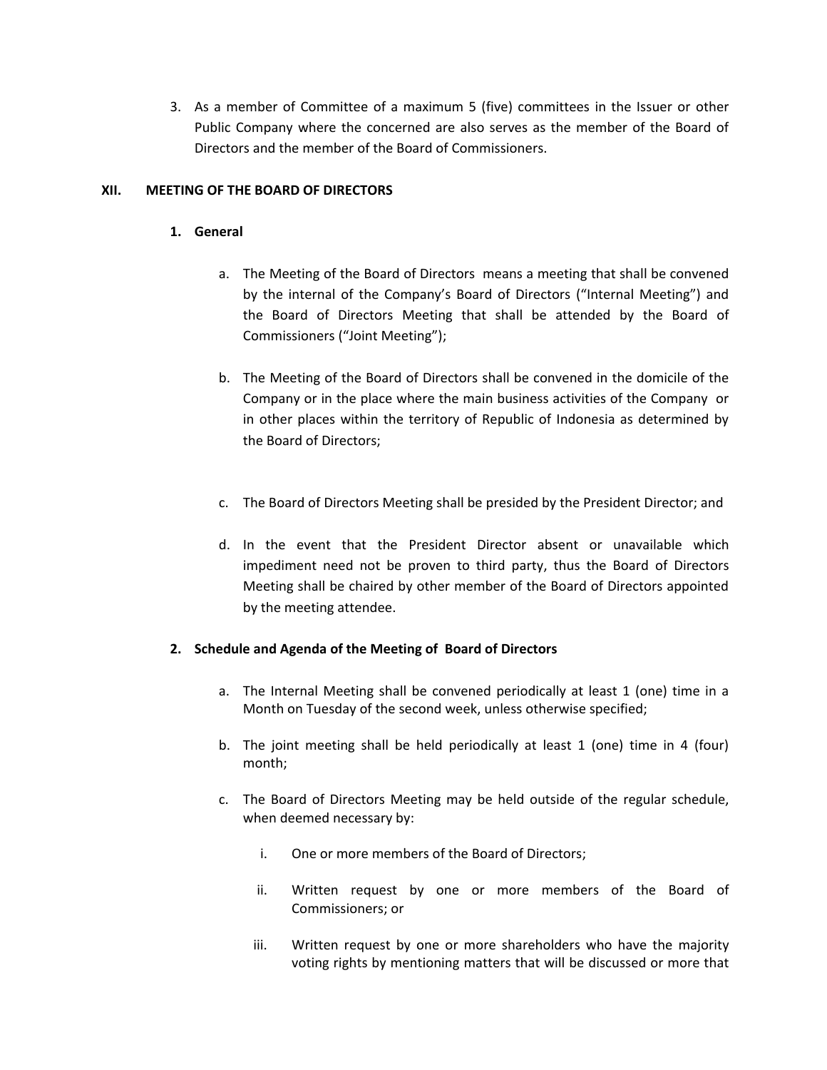3. As a member of Committee of a maximum 5 (five) committees in the Issuer or other Public Company where the concerned are also serves as the member of the Board of Directors and the member of the Board of Commissioners.

## XII. MEETING OF THE BOARD OF DIRECTORS

### 1. General

a. The Meeting of the Board of Directors means a meeting that shall be convened by the internal of the Company's Board of Directors ("Internal Meeting") and the Board of Directors Meeting that shall be attended by the Board of Commissioners ("Joint Meeting");

b. The Meeting of the Board of Directors shall be convened in the domicile of the Company or in the place where the main business activities of the Company or in other places within the territory of Republic of Indonesia as determined by the Board of Directors;

c. The Board of Directors Meeting shall be presided by the President Director; and

d. In the event that the President Director absent or unavailable which impediment need not be proven to third party, thus the Board of Directors Meeting shall be chaired by other member of the Board of Directors appointed by the meeting attendee.

### 2. Schedule and Agenda of the Meeting of Board of Directors

a. The Internal Meeting shall be convened periodically at least 1 (one) time in a Month on Tuesday of the second week, unless otherwise specified;

b. The joint meeting shall be held periodically at least 1 (one) time in 4 (four) month;

c. The Board of Directors Meeting may be held outside of the regular schedule, when deemed necessary by:

   i. One or more members of the Board of Directors;

   ii. Written request by one or more members of the Board of Commissioners; or

   iii. Written request by one or more shareholders who have the majority voting rights by mentioning matters that will be discussed or more that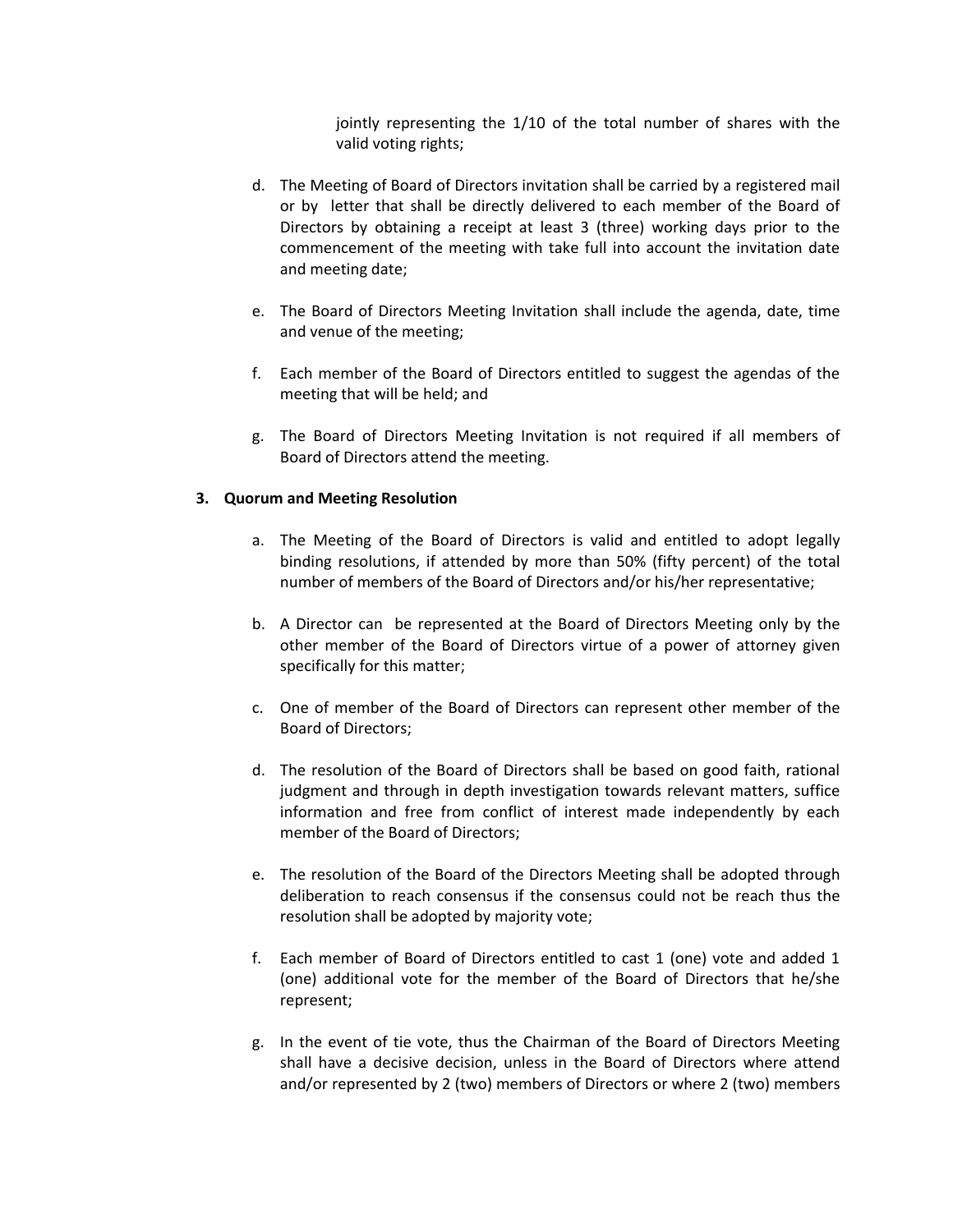jointly representing the 1/10 of the total number of shares with the valid voting rights;

d. The Meeting of Board of Directors invitation shall be carried by a registered mail or by letter that shall be directly delivered to each member of the Board of Directors by obtaining a receipt at least 3 (three) working days prior to the commencement of the meeting with take full into account the invitation date and meeting date;

e. The Board of Directors Meeting Invitation shall include the agenda, date, time and venue of the meeting;

f. Each member of the Board of Directors entitled to suggest the agendas of the meeting that will be held; and

g. The Board of Directors Meeting Invitation is not required if all members of Board of Directors attend the meeting.

### 3. Quorum and Meeting Resolution

a. The Meeting of the Board of Directors is valid and entitled to adopt legally binding resolutions, if attended by more than 50% (fifty percent) of the total number of members of the Board of Directors and/or his/her representative;

b. A Director can be represented at the Board of Directors Meeting only by the other member of the Board of Directors virtue of a power of attorney given specifically for this matter;

c. One of member of the Board of Directors can represent other member of the Board of Directors;

d. The resolution of the Board of Directors shall be based on good faith, rational judgment and through in depth investigation towards relevant matters, suffice information and free from conflict of interest made independently by each member of the Board of Directors;

e. The resolution of the Board of the Directors Meeting shall be adopted through deliberation to reach consensus if the consensus could not be reach thus the resolution shall be adopted by majority vote;

f. Each member of Board of Directors entitled to cast 1 (one) vote and added 1 (one) additional vote for the member of the Board of Directors that he/she represent;

g. In the event of tie vote, thus the Chairman of the Board of Directors Meeting shall have a decisive decision, unless in the Board of Directors where attend and/or represented by 2 (two) members of Directors or where 2 (two) members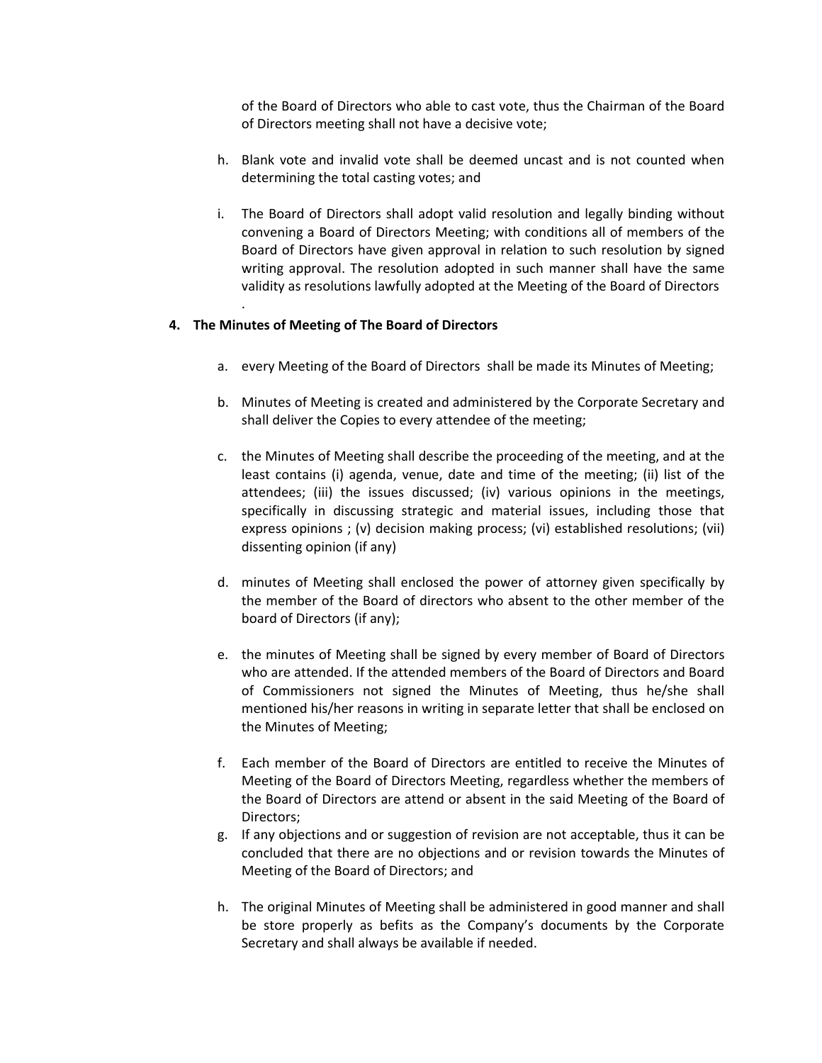of the Board of Directors who able to cast vote, thus the Chairman of the Board of Directors meeting shall not have a decisive vote;

h. Blank vote and invalid vote shall be deemed uncast and is not counted when determining the total casting votes; and

i. The Board of Directors shall adopt valid resolution and legally binding without convening a Board of Directors Meeting; with conditions all of members of the Board of Directors have given approval in relation to such resolution by signed writing approval. The resolution adopted in such manner shall have the same validity as resolutions lawfully adopted at the Meeting of the Board of Directors .

**4. The Minutes of Meeting of The Board of Directors**

a. every Meeting of the Board of Directors shall be made its Minutes of Meeting;

b. Minutes of Meeting is created and administered by the Corporate Secretary and shall deliver the Copies to every attendee of the meeting;

c. the Minutes of Meeting shall describe the proceeding of the meeting, and at the least contains (i) agenda, venue, date and time of the meeting; (ii) list of the attendees; (iii) the issues discussed; (iv) various opinions in the meetings, specifically in discussing strategic and material issues, including those that express opinions ; (v) decision making process; (vi) established resolutions; (vii) dissenting opinion (if any)

d. minutes of Meeting shall enclosed the power of attorney given specifically by the member of the Board of directors who absent to the other member of the board of Directors (if any);

e. the minutes of Meeting shall be signed by every member of Board of Directors who are attended. If the attended members of the Board of Directors and Board of Commissioners not signed the Minutes of Meeting, thus he/she shall mentioned his/her reasons in writing in separate letter that shall be enclosed on the Minutes of Meeting;

f. Each member of the Board of Directors are entitled to receive the Minutes of Meeting of the Board of Directors Meeting, regardless whether the members of the Board of Directors are attend or absent in the said Meeting of the Board of Directors;

g. If any objections and or suggestion of revision are not acceptable, thus it can be concluded that there are no objections and or revision towards the Minutes of Meeting of the Board of Directors; and

h. The original Minutes of Meeting shall be administered in good manner and shall be store properly as befits as the Company's documents by the Corporate Secretary and shall always be available if needed.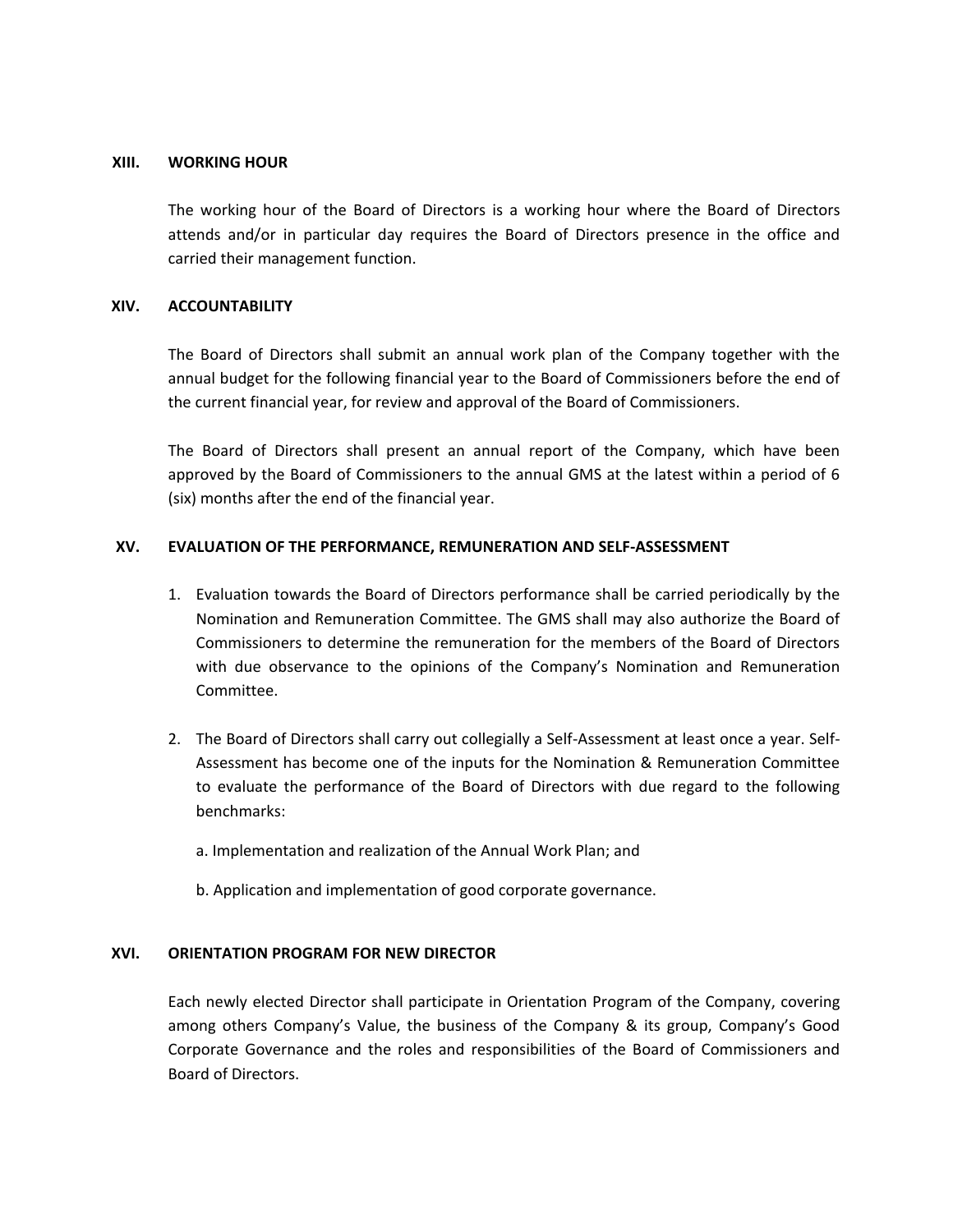## XIII. WORKING HOUR

The working hour of the Board of Directors is a working hour where the Board of Directors attends and/or in particular day requires the Board of Directors presence in the office and carried their management function.

## XIV. ACCOUNTABILITY

The Board of Directors shall submit an annual work plan of the Company together with the annual budget for the following financial year to the Board of Commissioners before the end of the current financial year, for review and approval of the Board of Commissioners.

The Board of Directors shall present an annual report of the Company, which have been approved by the Board of Commissioners to the annual GMS at the latest within a period of 6 (six) months after the end of the financial year.

## XV. EVALUATION OF THE PERFORMANCE, REMUNERATION AND SELF-ASSESSMENT

1. Evaluation towards the Board of Directors performance shall be carried periodically by the Nomination and Remuneration Committee. The GMS shall may also authorize the Board of Commissioners to determine the remuneration for the members of the Board of Directors with due observance to the opinions of the Company's Nomination and Remuneration Committee.

2. The Board of Directors shall carry out collegially a Self-Assessment at least once a year. Self-Assessment has become one of the inputs for the Nomination & Remuneration Committee to evaluate the performance of the Board of Directors with due regard to the following benchmarks:

   a. Implementation and realization of the Annual Work Plan; and

   b. Application and implementation of good corporate governance.

## XVI. ORIENTATION PROGRAM FOR NEW DIRECTOR

Each newly elected Director shall participate in Orientation Program of the Company, covering among others Company's Value, the business of the Company & its group, Company's Good Corporate Governance and the roles and responsibilities of the Board of Commissioners and Board of Directors.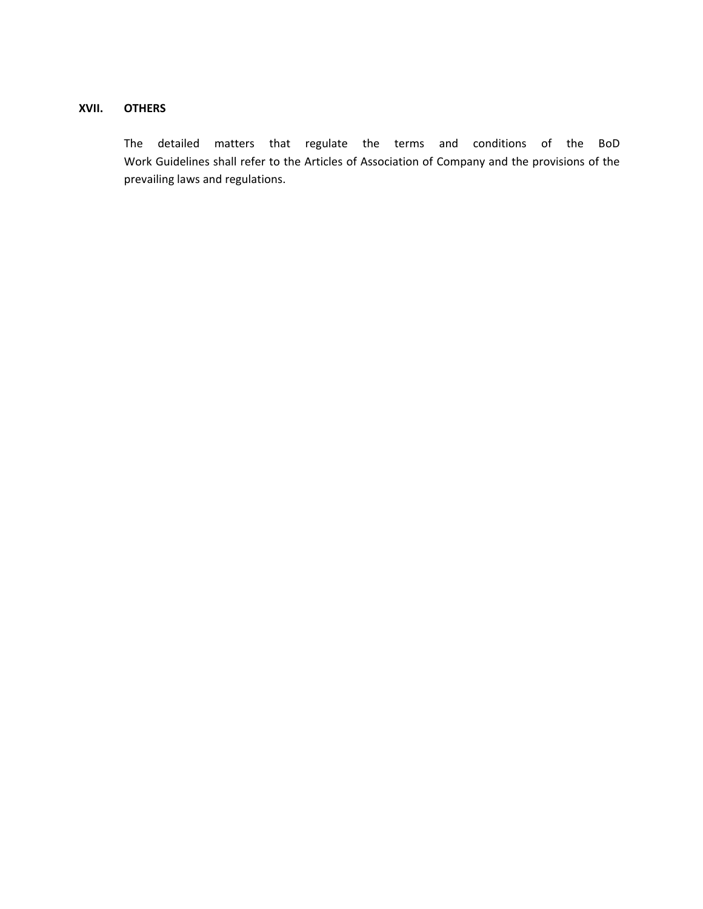## XVII. OTHERS

The detailed matters that regulate the terms and conditions of the BoD Work Guidelines shall refer to the Articles of Association of Company and the provisions of the prevailing laws and regulations.